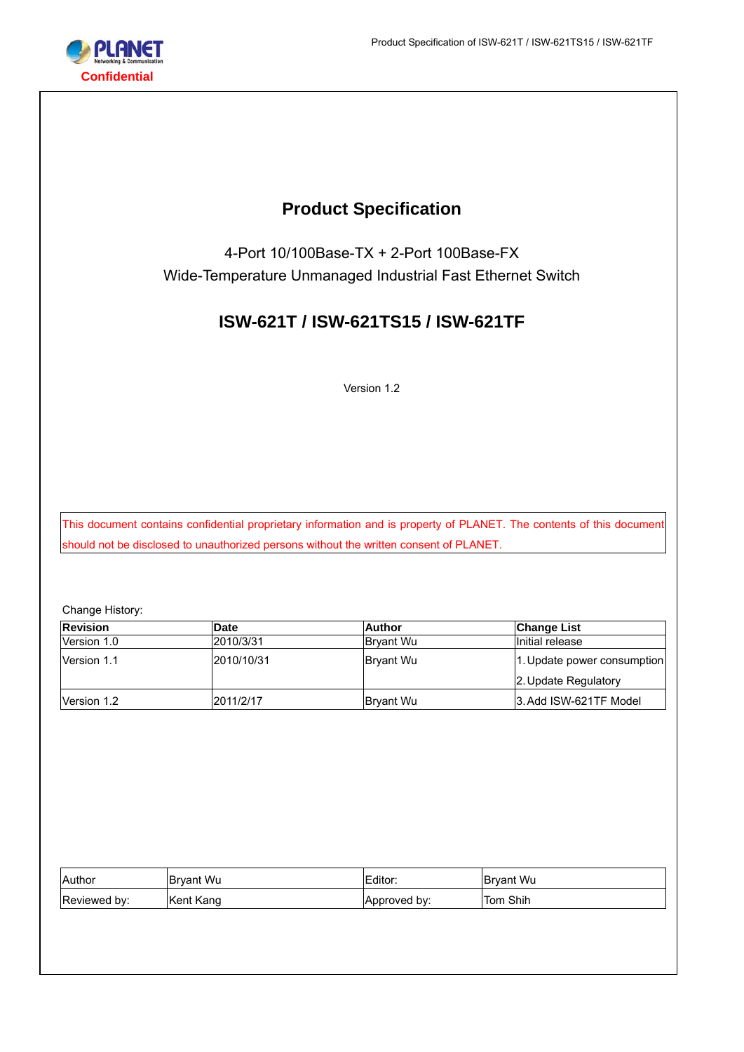Confidential

# Product Specification

4-Port 10/100Base-TX + 2-Port 100Base-FX
Wide-Temperature Unmanaged Industrial Fast Ethernet Switch

## ISW-621T / ISW-621TS15 / ISW-621TF

Version 1.2

This document contains confidential proprietary information and is property of PLANET. The contents of this document should not be disclosed to unauthorized persons without the written consent of PLANET.

Change History:

| Revision | Date | Author | Change List |
|---|---|---|---|
| Version 1.0 | 2010/3/31 | Bryant Wu | Initial release |
| Version 1.1 | 2010/10/31 | Bryant Wu | 1. Update power consumption<br>2. Update Regulatory |
| Version 1.2 | 2011/2/17 | Bryant Wu | 3. Add ISW-621TF Model |

| Author | Bryant Wu | Editor: | Bryant Wu |
|---|---|---|---|
| Reviewed by: | Kent Kang | Approved by: | Tom Shih |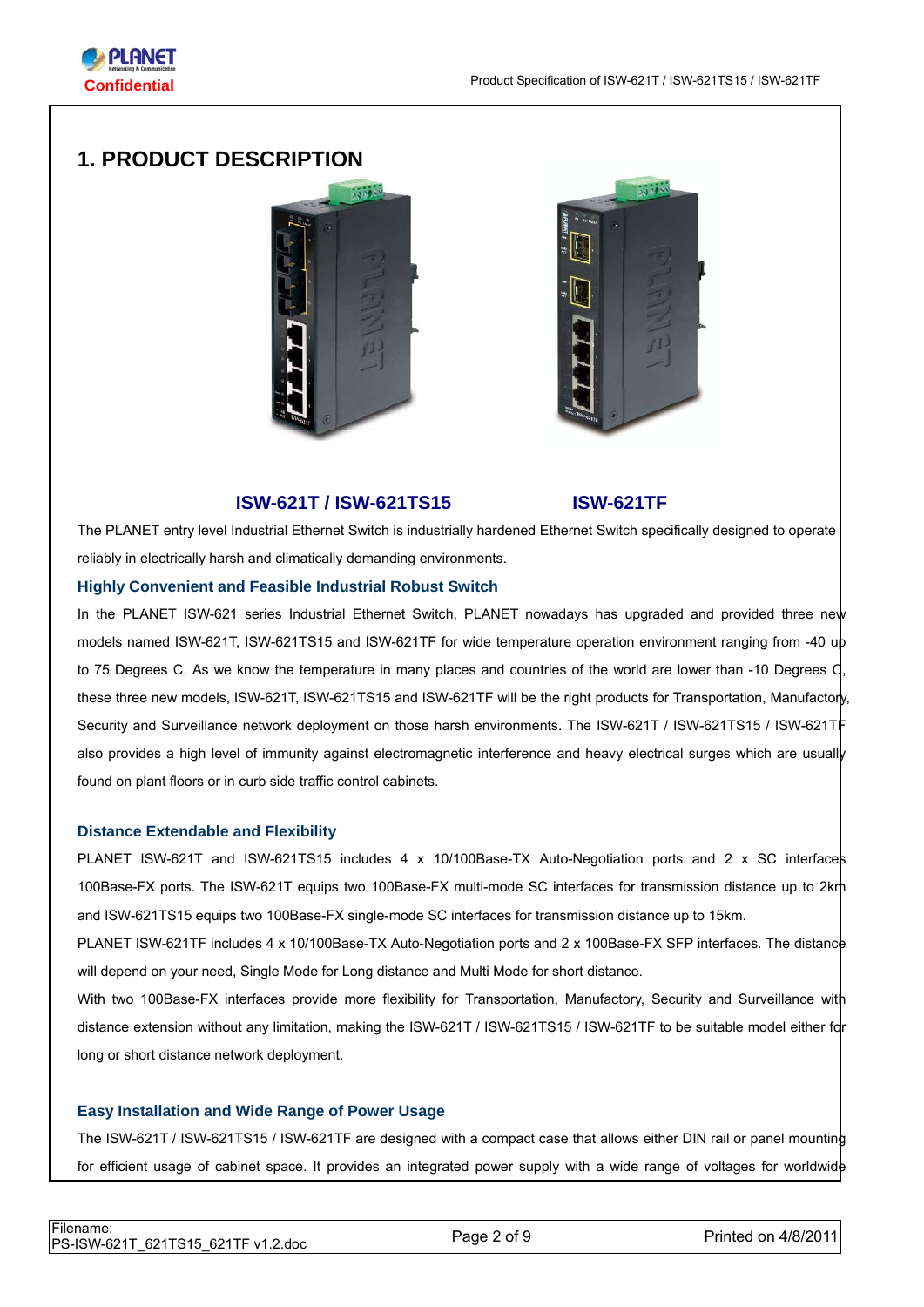# 1. PRODUCT DESCRIPTION

**ISW-621T / ISW-621TS15** **ISW-621TF**

The PLANET entry level Industrial Ethernet Switch is industrially hardened Ethernet Switch specifically designed to operate reliably in electrically harsh and climatically demanding environments.

### Highly Convenient and Feasible Industrial Robust Switch

In the PLANET ISW-621 series Industrial Ethernet Switch, PLANET nowadays has upgraded and provided three new models named ISW-621T, ISW-621TS15 and ISW-621TF for wide temperature operation environment ranging from -40 up to 75 Degrees C. As we know the temperature in many places and countries of the world are lower than -10 Degrees C, these three new models, ISW-621T, ISW-621TS15 and ISW-621TF will be the right products for Transportation, Manufactory, Security and Surveillance network deployment on those harsh environments. The ISW-621T / ISW-621TS15 / ISW-621TF also provides a high level of immunity against electromagnetic interference and heavy electrical surges which are usually found on plant floors or in curb side traffic control cabinets.

### Distance Extendable and Flexibility

PLANET ISW-621T and ISW-621TS15 includes 4 x 10/100Base-TX Auto-Negotiation ports and 2 x SC interfaces 100Base-FX ports. The ISW-621T equips two 100Base-FX multi-mode SC interfaces for transmission distance up to 2km and ISW-621TS15 equips two 100Base-FX single-mode SC interfaces for transmission distance up to 15km.

PLANET ISW-621TF includes 4 x 10/100Base-TX Auto-Negotiation ports and 2 x 100Base-FX SFP interfaces. The distance will depend on your need, Single Mode for Long distance and Multi Mode for short distance.

With two 100Base-FX interfaces provide more flexibility for Transportation, Manufactory, Security and Surveillance with distance extension without any limitation, making the ISW-621T / ISW-621TS15 / ISW-621TF to be suitable model either for long or short distance network deployment.

### Easy Installation and Wide Range of Power Usage

The ISW-621T / ISW-621TS15 / ISW-621TF are designed with a compact case that allows either DIN rail or panel mounting for efficient usage of cabinet space. It provides an integrated power supply with a wide range of voltages for worldwide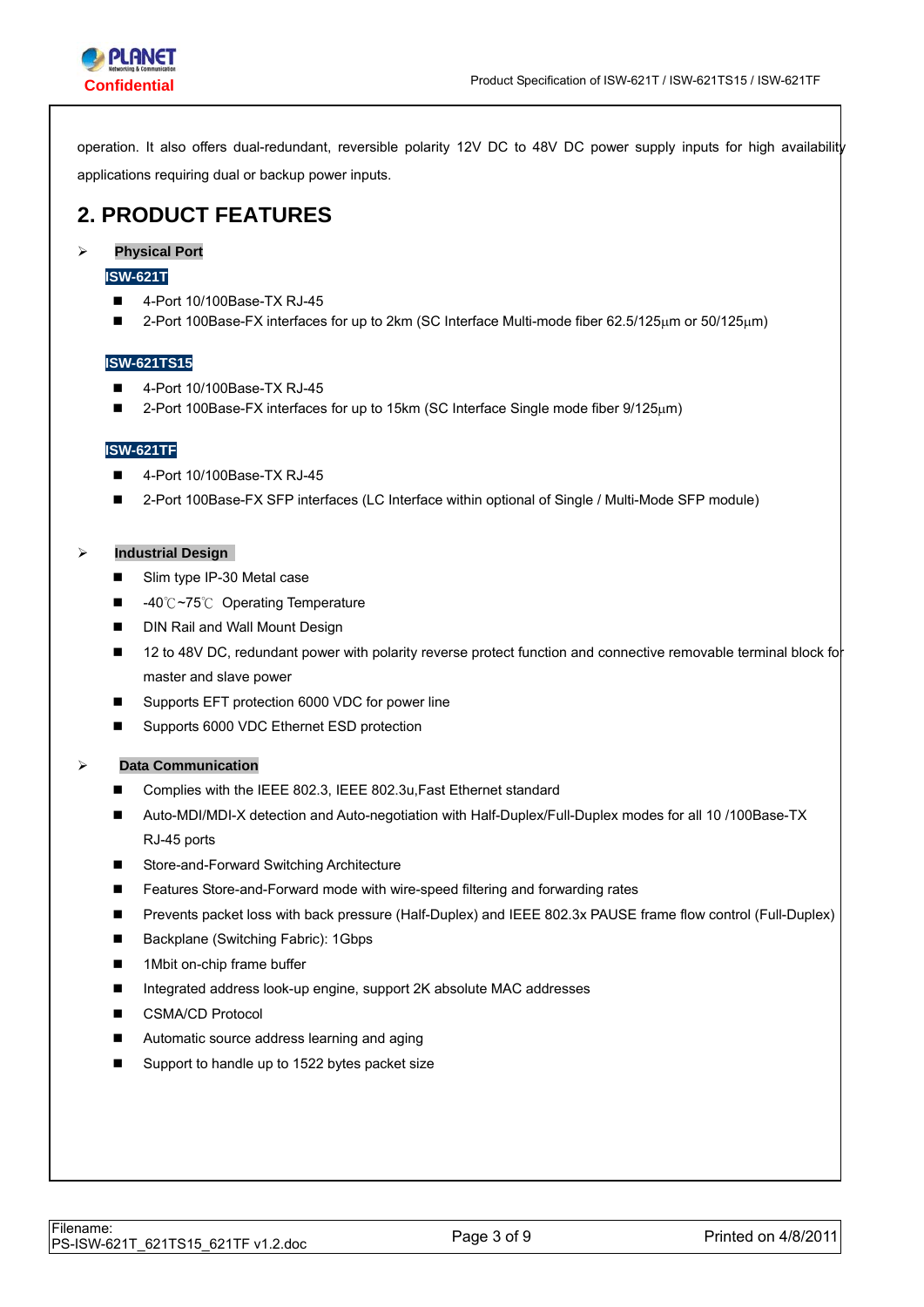operation. It also offers dual-redundant, reversible polarity 12V DC to 48V DC power supply inputs for high availability applications requiring dual or backup power inputs.

## 2. PRODUCT FEATURES

- **Physical Port**

**ISW-621T**

- 4-Port 10/100Base-TX RJ-45
- 2-Port 100Base-FX interfaces for up to 2km (SC Interface Multi-mode fiber 62.5/125µm or 50/125µm)

**ISW-621TS15**

- 4-Port 10/100Base-TX RJ-45
- 2-Port 100Base-FX interfaces for up to 15km (SC Interface Single mode fiber 9/125µm)

**ISW-621TF**

- 4-Port 10/100Base-TX RJ-45
- 2-Port 100Base-FX SFP interfaces (LC Interface within optional of Single / Multi-Mode SFP module)

- **Industrial Design**
  - Slim type IP-30 Metal case
  - -40℃~75℃ Operating Temperature
  - DIN Rail and Wall Mount Design
  - 12 to 48V DC, redundant power with polarity reverse protect function and connective removable terminal block for master and slave power
  - Supports EFT protection 6000 VDC for power line
  - Supports 6000 VDC Ethernet ESD protection

- **Data Communication**
  - Complies with the IEEE 802.3, IEEE 802.3u,Fast Ethernet standard
  - Auto-MDI/MDI-X detection and Auto-negotiation with Half-Duplex/Full-Duplex modes for all 10 /100Base-TX RJ-45 ports
  - Store-and-Forward Switching Architecture
  - Features Store-and-Forward mode with wire-speed filtering and forwarding rates
  - Prevents packet loss with back pressure (Half-Duplex) and IEEE 802.3x PAUSE frame flow control (Full-Duplex)
  - Backplane (Switching Fabric): 1Gbps
  - 1Mbit on-chip frame buffer
  - Integrated address look-up engine, support 2K absolute MAC addresses
  - CSMA/CD Protocol
  - Automatic source address learning and aging
  - Support to handle up to 1522 bytes packet size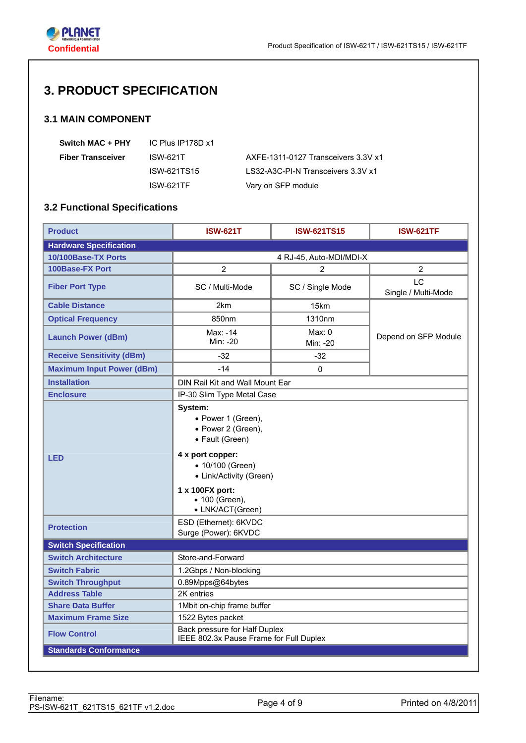# 3. PRODUCT SPECIFICATION

## 3.1 MAIN COMPONENT

| | | |
|---|---|---|
| **Switch MAC + PHY** | IC Plus IP178D x1 | |
| **Fiber Transceiver** | ISW-621T | AXFE-1311-0127 Transceivers 3.3V x1 |
| | ISW-621TS15 | LS32-A3C-PI-N Transceivers 3.3V x1 |
| | ISW-621TF | Vary on SFP module |

## 3.2 Functional Specifications

| Product | ISW-621T | ISW-621TS15 | ISW-621TF |
|---|---|---|---|
| **Hardware Specification** | | | |
| 10/100Base-TX Ports | 4 RJ-45, Auto-MDI/MDI-X | | |
| 100Base-FX Port | 2 | 2 | 2 |
| Fiber Port Type | SC / Multi-Mode | SC / Single Mode | LC<br>Single / Multi-Mode |
| Cable Distance | 2km | 15km | Depend on SFP Module |
| Optical Frequency | 850nm | 1310nm | |
| Launch Power (dBm) | Max: -14<br>Min: -20 | Max: 0<br>Min: -20 | |
| Receive Sensitivity (dBm) | -32 | -32 | |
| Maximum Input Power (dBm) | -14 | 0 | |
| Installation | DIN Rail Kit and Wall Mount Ear | | |
| Enclosure | IP-30 Slim Type Metal Case | | |
| LED | **System:**<br>• Power 1 (Green),<br>• Power 2 (Green),<br>• Fault (Green)<br>**4 x port copper:**<br>• 10/100 (Green)<br>• Link/Activity (Green)<br>**1 x 100FX port:**<br>• 100 (Green),<br>• LNK/ACT(Green) | | |
| Protection | ESD (Ethernet): 6KVDC<br>Surge (Power): 6KVDC | | |
| **Switch Specification** | | | |
| Switch Architecture | Store-and-Forward | | |
| Switch Fabric | 1.2Gbps / Non-blocking | | |
| Switch Throughput | 0.89Mpps@64bytes | | |
| Address Table | 2K entries | | |
| Share Data Buffer | 1Mbit on-chip frame buffer | | |
| Maximum Frame Size | 1522 Bytes packet | | |
| Flow Control | Back pressure for Half Duplex<br>IEEE 802.3x Pause Frame for Full Duplex | | |
| **Standards Conformance** | | | |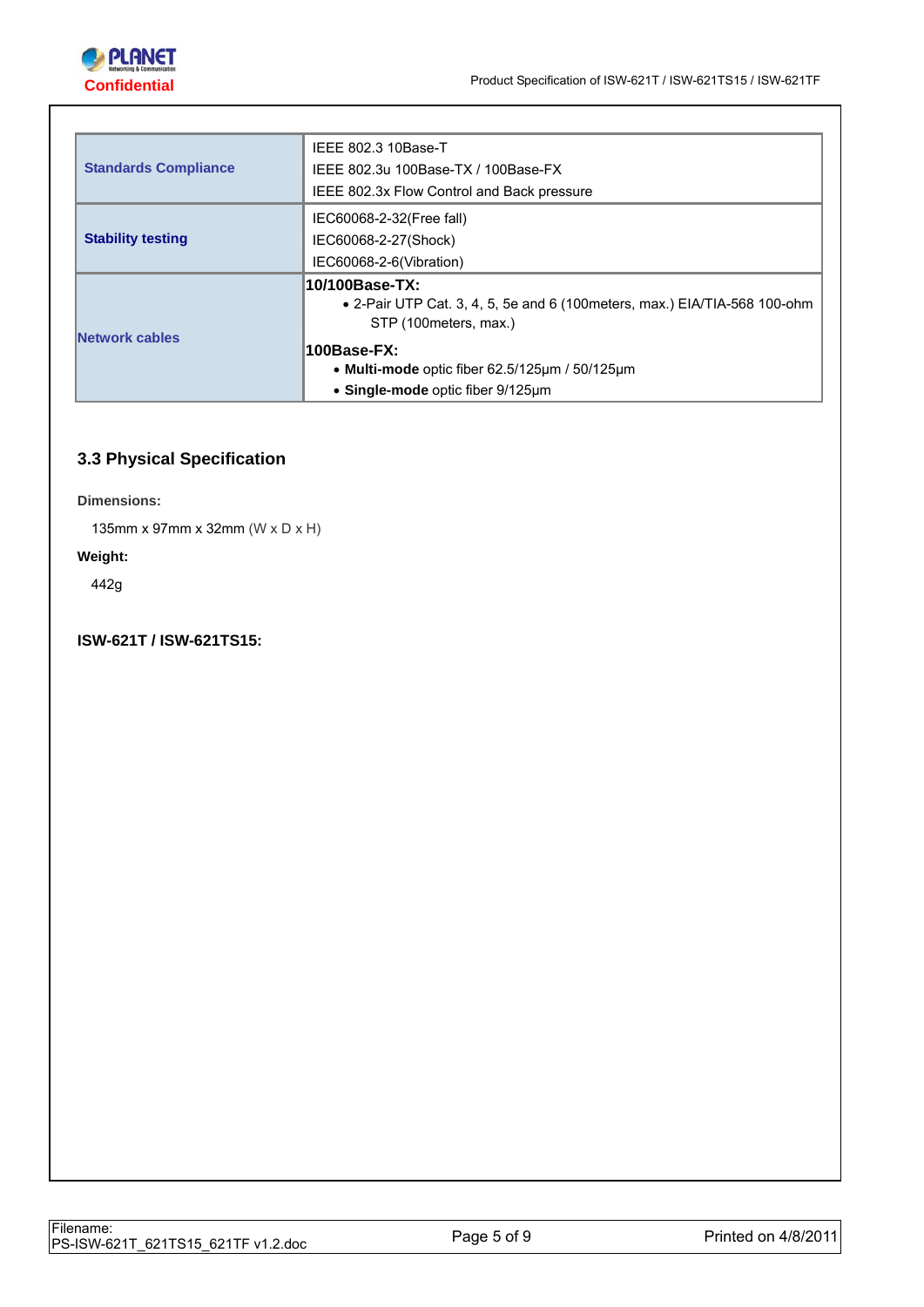| | |
|---|---|
| **Standards Compliance** | IEEE 802.3 10Base-T<br>IEEE 802.3u 100Base-TX / 100Base-FX<br>IEEE 802.3x Flow Control and Back pressure |
| **Stability testing** | IEC60068-2-32(Free fall)<br>IEC60068-2-27(Shock)<br>IEC60068-2-6(Vibration) |
| **Network cables** | **10/100Base-TX:**<br>• 2-Pair UTP Cat. 3, 4, 5, 5e and 6 (100meters, max.) EIA/TIA-568 100-ohm STP (100meters, max.)<br>**100Base-FX:**<br>• **Multi-mode** optic fiber 62.5/125μm / 50/125μm<br>• **Single-mode** optic fiber 9/125μm |

### 3.3 Physical Specification

**Dimensions:**

135mm x 97mm x 32mm (W x D x H)

**Weight:**

442g

**ISW-621T / ISW-621TS15:**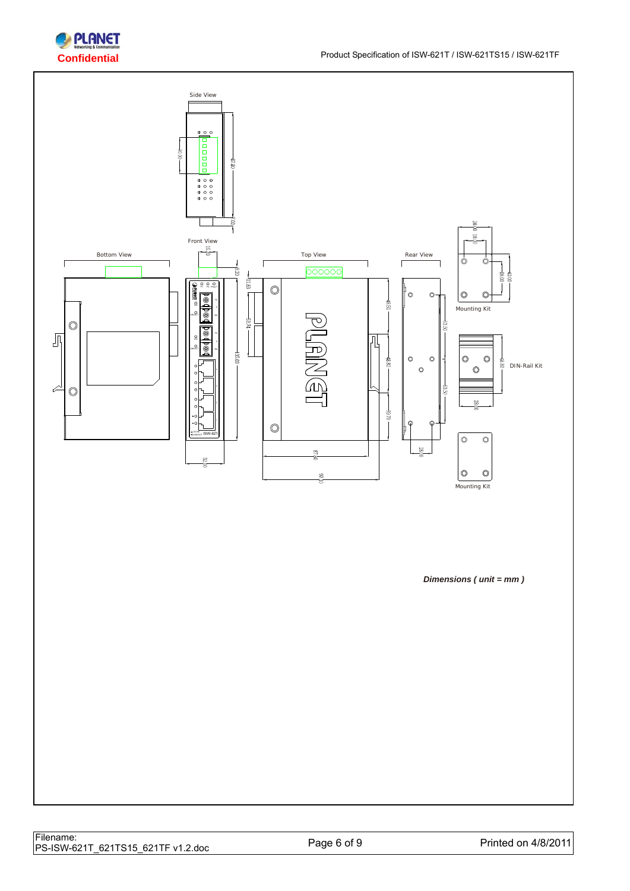Side View

Front View

Bottom View

Top View

Rear View

Mounting Kit

DIN-Rail Kit

Mounting Kit

*Dimensions ( unit = mm )*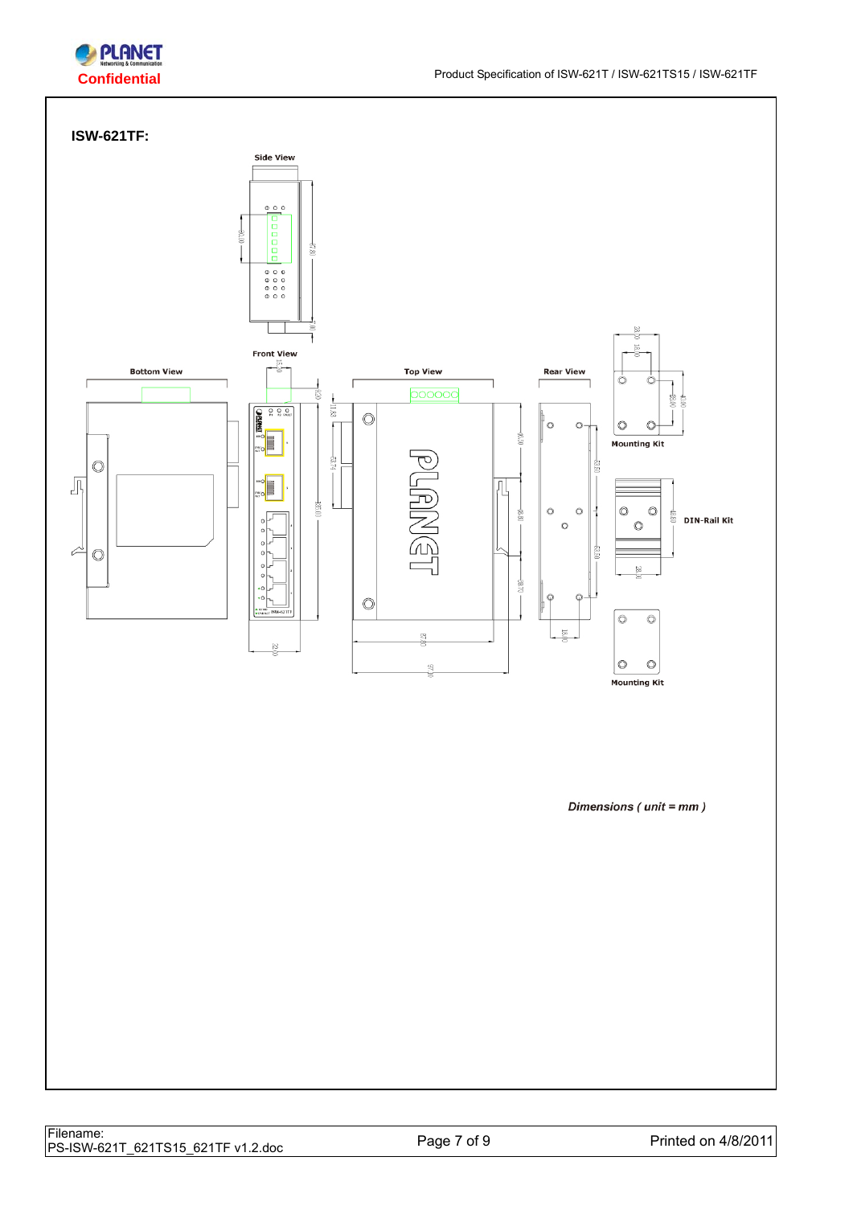**ISW-621TF:**

Side View

Front View

Bottom View

Top View

Rear View

Mounting Kit

DIN-Rail Kit

Mounting Kit

*Dimensions ( unit = mm )*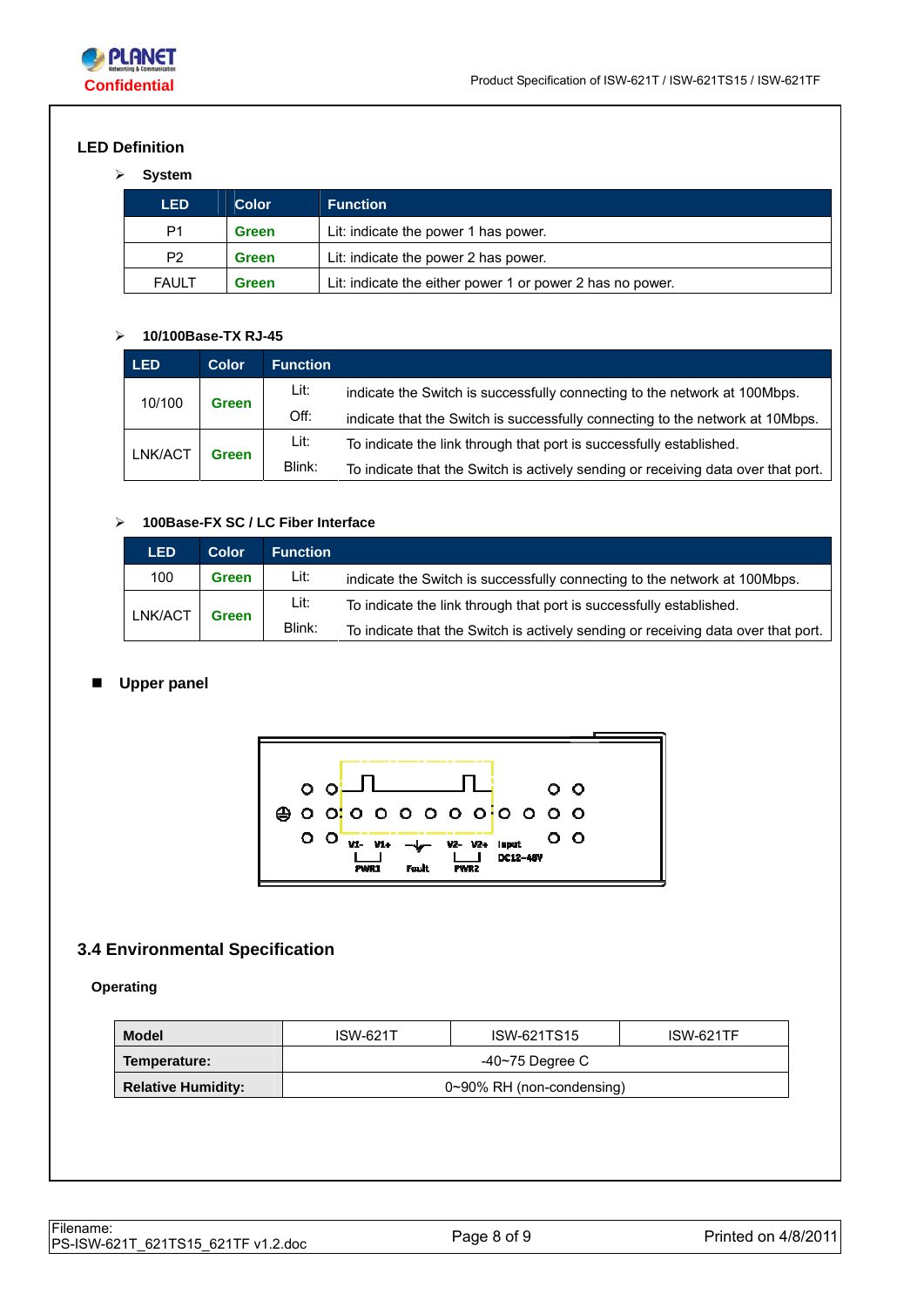## LED Definition

- **System**

| LED | Color | Function |
|---|---|---|
| P1 | **Green** | Lit: indicate the power 1 has power. |
| P2 | **Green** | Lit: indicate the power 2 has power. |
| FAULT | **Green** | Lit: indicate the either power 1 or power 2 has no power. |

- **10/100Base-TX RJ-45**

| LED | Color | Function | |
|---|---|---|---|
| 10/100 | **Green** | Lit: | indicate the Switch is successfully connecting to the network at 100Mbps. |
| | | Off: | indicate that the Switch is successfully connecting to the network at 10Mbps. |
| LNK/ACT | **Green** | Lit: | To indicate the link through that port is successfully established. |
| | | Blink: | To indicate that the Switch is actively sending or receiving data over that port. |

- **100Base-FX SC / LC Fiber Interface**

| LED | Color | Function | |
|---|---|---|---|
| 100 | **Green** | Lit: | indicate the Switch is successfully connecting to the network at 100Mbps. |
| LNK/ACT | **Green** | Lit: | To indicate the link through that port is successfully established. |
| | | Blink: | To indicate that the Switch is actively sending or receiving data over that port. |

- **Upper panel**

V1- V1+ PWR1 Fault V2- V2+ PWR2 Input DC12~48V

### 3.4 Environmental Specification

**Operating**

| **Model** | ISW-621T | ISW-621TS15 | ISW-621TF |
|---|---|---|---|
| **Temperature:** | -40~75 Degree C | | |
| **Relative Humidity:** | 0~90% RH (non-condensing) | | |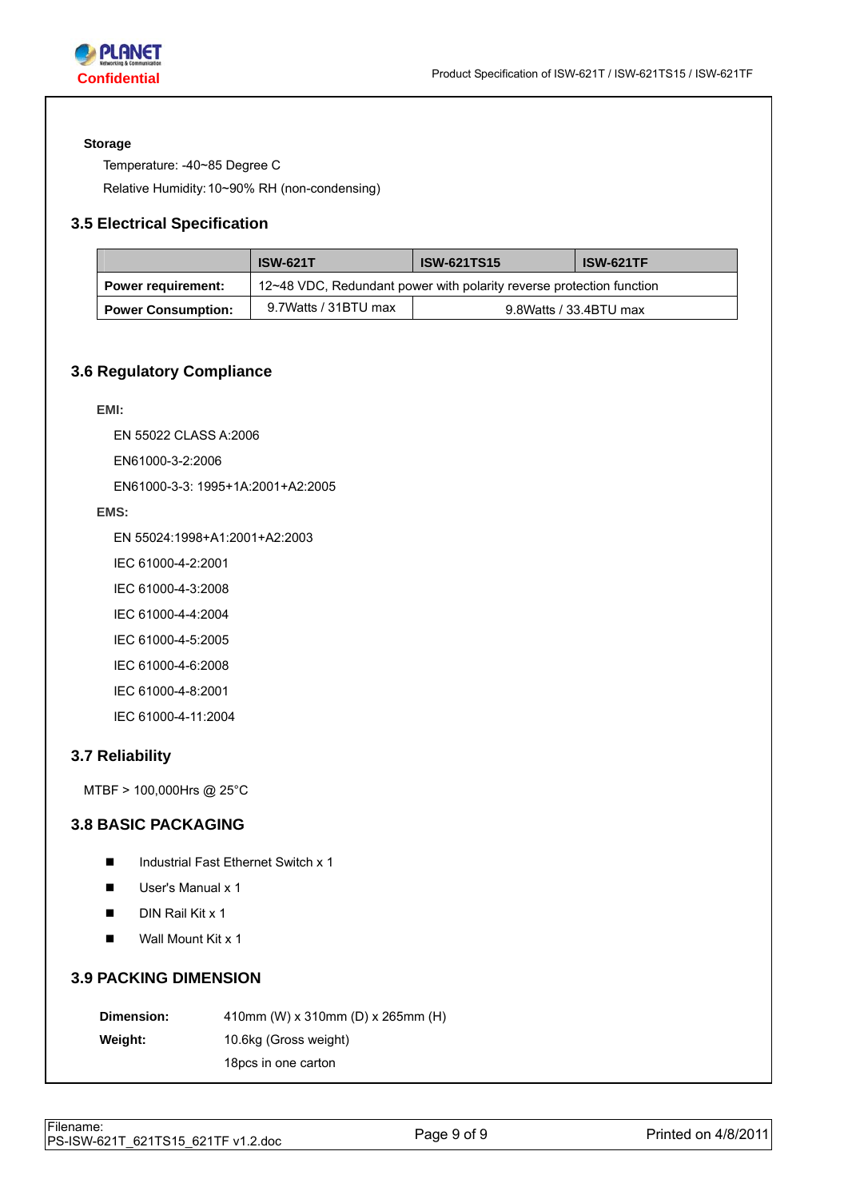**Storage**

Temperature: -40~85 Degree C

Relative Humidity: 10~90% RH (non-condensing)

### 3.5 Electrical Specification

| | ISW-621T | ISW-621TS15 | ISW-621TF |
|---|---|---|---|
| **Power requirement:** | 12~48 VDC, Redundant power with polarity reverse protection function | | |
| **Power Consumption:** | 9.7Watts / 31BTU max | 9.8Watts / 33.4BTU max | |

### 3.6 Regulatory Compliance

**EMI:**

EN 55022 CLASS A:2006

EN61000-3-2:2006

EN61000-3-3: 1995+1A:2001+A2:2005

**EMS:**

EN 55024:1998+A1:2001+A2:2003

IEC 61000-4-2:2001

IEC 61000-4-3:2008

IEC 61000-4-4:2004

IEC 61000-4-5:2005

IEC 61000-4-6:2008

IEC 61000-4-8:2001

IEC 61000-4-11:2004

### 3.7 Reliability

MTBF > 100,000Hrs @ 25°C

### 3.8 BASIC PACKAGING

- Industrial Fast Ethernet Switch x 1
- User's Manual x 1
- DIN Rail Kit x 1
- Wall Mount Kit x 1

### 3.9 PACKING DIMENSION

**Dimension:** 410mm (W) x 310mm (D) x 265mm (H)

**Weight:** 10.6kg (Gross weight)

18pcs in one carton